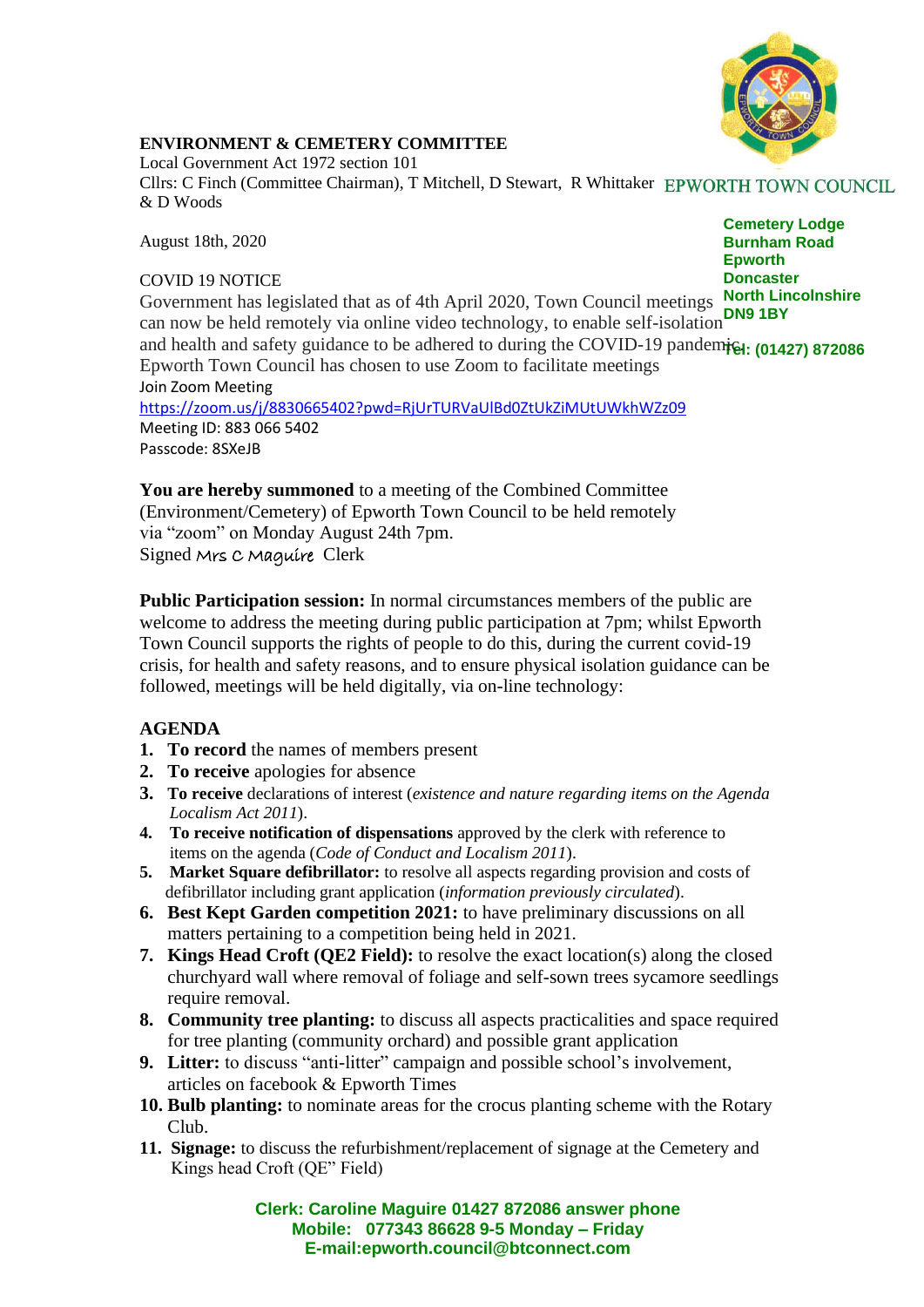**ENVIRONMENT & CEMETERY COMMITTEE**
Local Government Act 1972 section 101
Cllrs: C Finch (Committee Chairman), T Mitchell, D Stewart, R Whittaker & D Woods

EPWORTH TOWN COUNCIL

**Cemetery Lodge**
**Burnham Road**
**Epworth**
**Doncaster**
**North Lincolnshire**
**DN9 1BY**
**Tel: (01427) 872086**

August 18th, 2020

COVID 19 NOTICE
Government has legislated that as of 4th April 2020, Town Council meetings can now be held remotely via online video technology, to enable self-isolation and health and safety guidance to be adhered to during the COVID-19 pandemic. Epworth Town Council has chosen to use Zoom to facilitate meetings
Join Zoom Meeting
https://zoom.us/j/8830665402?pwd=RjUrTURVaUlBd0ZtUkZiMUtUWkhWZz09
Meeting ID: 883 066 5402
Passcode: 8SXeJB

**You are hereby summoned** to a meeting of the Combined Committee (Environment/Cemetery) of Epworth Town Council to be held remotely via "zoom" on Monday August 24th 7pm.
Signed Mrs C Maguire Clerk

**Public Participation session:** In normal circumstances members of the public are welcome to address the meeting during public participation at 7pm; whilst Epworth Town Council supports the rights of people to do this, during the current covid-19 crisis, for health and safety reasons, and to ensure physical isolation guidance can be followed, meetings will be held digitally, via on-line technology:

**AGENDA**

1. **To record** the names of members present
2. **To receive** apologies for absence
3. **To receive** declarations of interest (*existence and nature regarding items on the Agenda Localism Act 2011*).
4. **To receive notification of dispensations** approved by the clerk with reference to items on the agenda (*Code of Conduct and Localism 2011*).
5. **Market Square defibrillator:** to resolve all aspects regarding provision and costs of defibrillator including grant application (*information previously circulated*).
6. **Best Kept Garden competition 2021:** to have preliminary discussions on all matters pertaining to a competition being held in 2021.
7. **Kings Head Croft (QE2 Field):** to resolve the exact location(s) along the closed churchyard wall where removal of foliage and self-sown trees sycamore seedlings require removal.
8. **Community tree planting:** to discuss all aspects practicalities and space required for tree planting (community orchard) and possible grant application
9. **Litter:** to discuss "anti-litter" campaign and possible school's involvement, articles on facebook & Epworth Times
10. **Bulb planting:** to nominate areas for the crocus planting scheme with the Rotary Club.
11. **Signage:** to discuss the refurbishment/replacement of signage at the Cemetery and Kings head Croft (QE" Field)

**Clerk: Caroline Maguire 01427 872086 answer phone**
**Mobile: 077343 86628 9-5 Monday – Friday**
**E-mail:epworth.council@btconnect.com**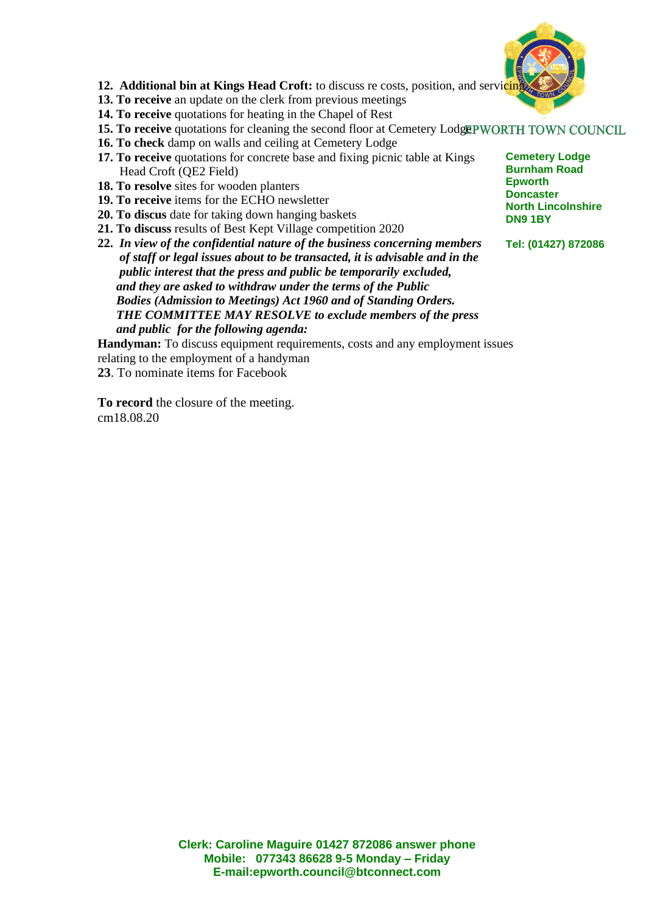**EPWORTH TOWN COUNCIL**

**Cemetery Lodge**
**Burnham Road**
**Epworth**
**Doncaster**
**North Lincolnshire**
**DN9 1BY**

**Tel: (01427) 872086**

12. **Additional bin at Kings Head Croft:** to discuss re costs, position, and servicing
13. **To receive** an update on the clerk from previous meetings
14. **To receive** quotations for heating in the Chapel of Rest
15. **To receive** quotations for cleaning the second floor at Cemetery Lodge
16. **To check** damp on walls and ceiling at Cemetery Lodge
17. **To receive** quotations for concrete base and fixing picnic table at Kings Head Croft (QE2 Field)
18. **To resolve** sites for wooden planters
19. **To receive** items for the ECHO newsletter
20. **To discus** date for taking down hanging baskets
21. **To discuss** results of Best Kept Village competition 2020
22. ***In view of the confidential nature of the business concerning members of staff or legal issues about to be transacted, it is advisable and in the public interest that the press and public be temporarily excluded, and they are asked to withdraw under the terms of the Public Bodies (Admission to Meetings) Act 1960 and of Standing Orders. THE COMMITTEE MAY RESOLVE to exclude members of the press and public for the following agenda:***

**Handyman:** To discuss equipment requirements, costs and any employment issues relating to the employment of a handyman

**23**. To nominate items for Facebook

**To record** the closure of the meeting.
cm18.08.20

**Clerk: Caroline Maguire 01427 872086 answer phone**
**Mobile: 077343 86628 9-5 Monday – Friday**
**E-mail:epworth.council@btconnect.com**